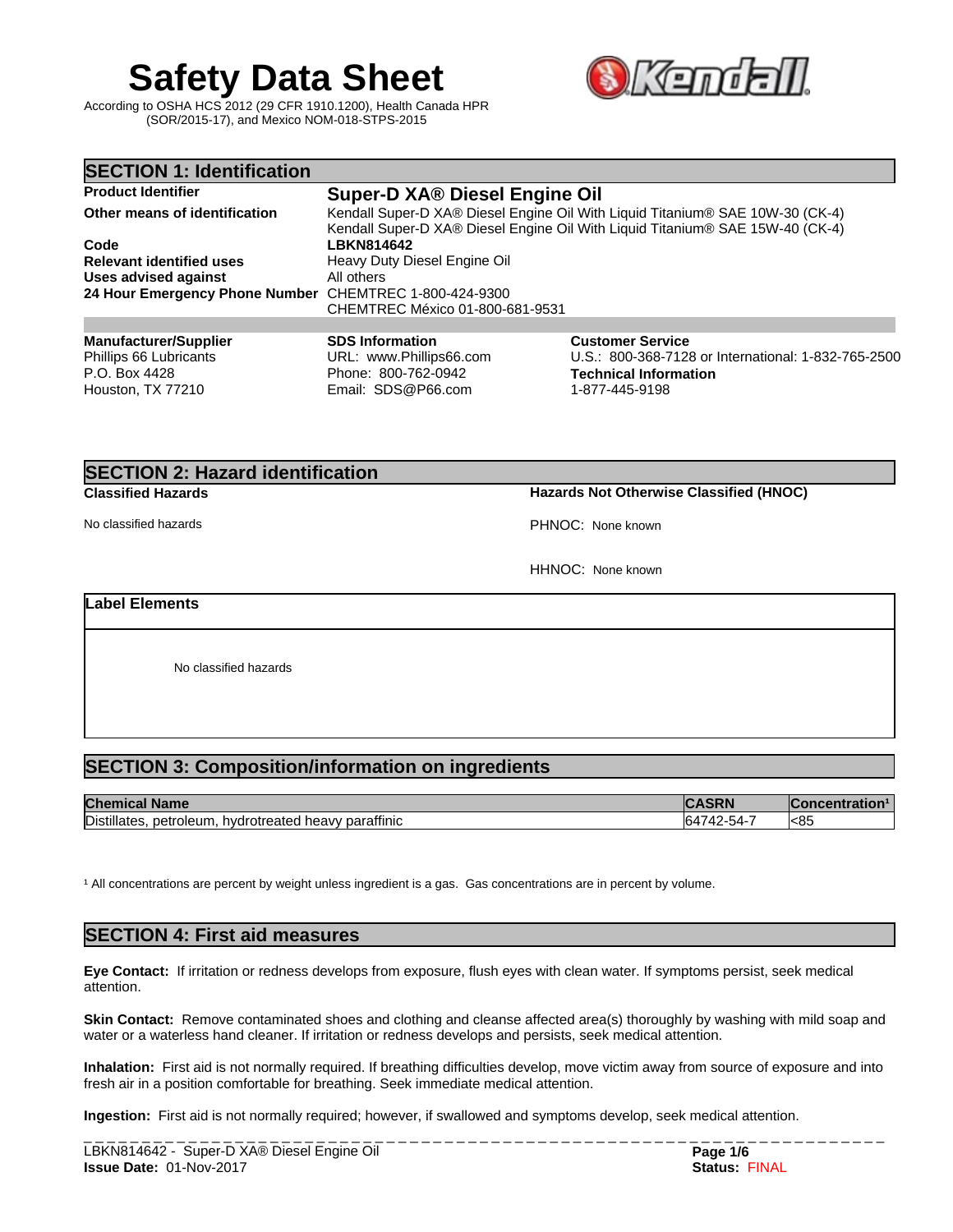# Safety Data Sheet

According to OSHA HCS 2012 (29 CFR 1910.1200), Health Canada HPR (SOR/2015-17), and Mexico NOM-018-STPS-2015

## SECTION 1: Identification

**Product Identifier** — **Super-D XA® Diesel Engine Oil**

**Other means of identification** — Kendall Super-D XA® Diesel Engine Oil With Liquid Titanium® SAE 10W-30 (CK-4)
Kendall Super-D XA® Diesel Engine Oil With Liquid Titanium® SAE 15W-40 (CK-4)

**Code** — **LBKN814642**

**Relevant identified uses** — Heavy Duty Diesel Engine Oil

**Uses advised against** — All others

**24 Hour Emergency Phone Number** — CHEMTREC 1-800-424-9300
CHEMTREC México 01-800-681-9531

**Manufacturer/Supplier**
Phillips 66 Lubricants
P.O. Box 4428
Houston, TX 77210

**SDS Information**
URL: www.Phillips66.com
Phone: 800-762-0942
Email: SDS@P66.com

**Customer Service**
U.S.: 800-368-7128 or International: 1-832-765-2500

**Technical Information**
1-877-445-9198

## SECTION 2: Hazard identification

**Classified Hazards**

No classified hazards

**Hazards Not Otherwise Classified (HNOC)**

PHNOC: None known

HHNOC: None known

**Label Elements**

No classified hazards

## SECTION 3: Composition/information on ingredients

| Chemical Name | CASRN | Concentration[1] |
|---|---|---|
| Distillates, petroleum, hydrotreated heavy paraffinic | 64742-54-7 | <85 |

[1] All concentrations are percent by weight unless ingredient is a gas. Gas concentrations are in percent by volume.

## SECTION 4: First aid measures

**Eye Contact:** If irritation or redness develops from exposure, flush eyes with clean water. If symptoms persist, seek medical attention.

**Skin Contact:** Remove contaminated shoes and clothing and cleanse affected area(s) thoroughly by washing with mild soap and water or a waterless hand cleaner. If irritation or redness develops and persists, seek medical attention.

**Inhalation:** First aid is not normally required. If breathing difficulties develop, move victim away from source of exposure and into fresh air in a position comfortable for breathing. Seek immediate medical attention.

**Ingestion:** First aid is not normally required; however, if swallowed and symptoms develop, seek medical attention.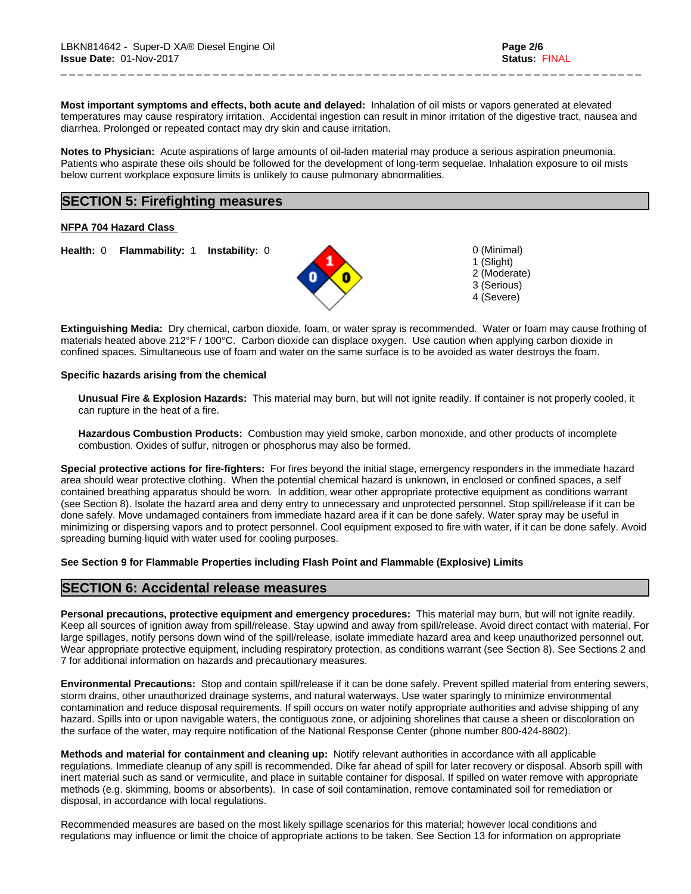**Most important symptoms and effects, both acute and delayed:** Inhalation of oil mists or vapors generated at elevated temperatures may cause respiratory irritation. Accidental ingestion can result in minor irritation of the digestive tract, nausea and diarrhea. Prolonged or repeated contact may dry skin and cause irritation.

**Notes to Physician:** Acute aspirations of large amounts of oil-laden material may produce a serious aspiration pneumonia. Patients who aspirate these oils should be followed for the development of long-term sequelae. Inhalation exposure to oil mists below current workplace exposure limits is unlikely to cause pulmonary abnormalities.

## SECTION 5: Firefighting measures

**NFPA 704 Hazard Class**

**Health:** 0 **Flammability:** 1 **Instability:** 0

0 (Minimal)
1 (Slight)
2 (Moderate)
3 (Serious)
4 (Severe)

**Extinguishing Media:** Dry chemical, carbon dioxide, foam, or water spray is recommended. Water or foam may cause frothing of materials heated above 212°F / 100°C. Carbon dioxide can displace oxygen. Use caution when applying carbon dioxide in confined spaces. Simultaneous use of foam and water on the same surface is to be avoided as water destroys the foam.

**Specific hazards arising from the chemical**

**Unusual Fire & Explosion Hazards:** This material may burn, but will not ignite readily. If container is not properly cooled, it can rupture in the heat of a fire.

**Hazardous Combustion Products:** Combustion may yield smoke, carbon monoxide, and other products of incomplete combustion. Oxides of sulfur, nitrogen or phosphorus may also be formed.

**Special protective actions for fire-fighters:** For fires beyond the initial stage, emergency responders in the immediate hazard area should wear protective clothing. When the potential chemical hazard is unknown, in enclosed or confined spaces, a self contained breathing apparatus should be worn. In addition, wear other appropriate protective equipment as conditions warrant (see Section 8). Isolate the hazard area and deny entry to unnecessary and unprotected personnel. Stop spill/release if it can be done safely. Move undamaged containers from immediate hazard area if it can be done safely. Water spray may be useful in minimizing or dispersing vapors and to protect personnel. Cool equipment exposed to fire with water, if it can be done safely. Avoid spreading burning liquid with water used for cooling purposes.

**See Section 9 for Flammable Properties including Flash Point and Flammable (Explosive) Limits**

## SECTION 6: Accidental release measures

**Personal precautions, protective equipment and emergency procedures:** This material may burn, but will not ignite readily. Keep all sources of ignition away from spill/release. Stay upwind and away from spill/release. Avoid direct contact with material. For large spillages, notify persons down wind of the spill/release, isolate immediate hazard area and keep unauthorized personnel out. Wear appropriate protective equipment, including respiratory protection, as conditions warrant (see Section 8). See Sections 2 and 7 for additional information on hazards and precautionary measures.

**Environmental Precautions:** Stop and contain spill/release if it can be done safely. Prevent spilled material from entering sewers, storm drains, other unauthorized drainage systems, and natural waterways. Use water sparingly to minimize environmental contamination and reduce disposal requirements. If spill occurs on water notify appropriate authorities and advise shipping of any hazard. Spills into or upon navigable waters, the contiguous zone, or adjoining shorelines that cause a sheen or discoloration on the surface of the water, may require notification of the National Response Center (phone number 800-424-8802).

**Methods and material for containment and cleaning up:** Notify relevant authorities in accordance with all applicable regulations. Immediate cleanup of any spill is recommended. Dike far ahead of spill for later recovery or disposal. Absorb spill with inert material such as sand or vermiculite, and place in suitable container for disposal. If spilled on water remove with appropriate methods (e.g. skimming, booms or absorbents). In case of soil contamination, remove contaminated soil for remediation or disposal, in accordance with local regulations.

Recommended measures are based on the most likely spillage scenarios for this material; however local conditions and regulations may influence or limit the choice of appropriate actions to be taken. See Section 13 for information on appropriate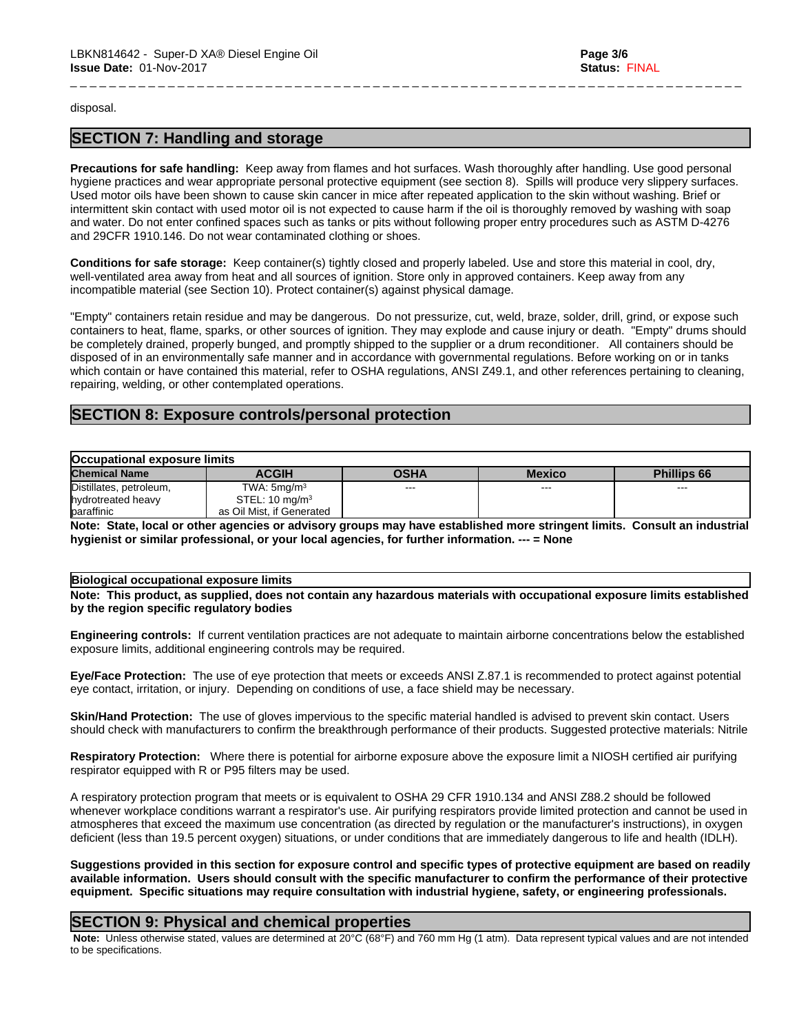disposal.

## SECTION 7: Handling and storage

**Precautions for safe handling:** Keep away from flames and hot surfaces. Wash thoroughly after handling. Use good personal hygiene practices and wear appropriate personal protective equipment (see section 8). Spills will produce very slippery surfaces. Used motor oils have been shown to cause skin cancer in mice after repeated application to the skin without washing. Brief or intermittent skin contact with used motor oil is not expected to cause harm if the oil is thoroughly removed by washing with soap and water. Do not enter confined spaces such as tanks or pits without following proper entry procedures such as ASTM D-4276 and 29CFR 1910.146. Do not wear contaminated clothing or shoes.

**Conditions for safe storage:** Keep container(s) tightly closed and properly labeled. Use and store this material in cool, dry, well-ventilated area away from heat and all sources of ignition. Store only in approved containers. Keep away from any incompatible material (see Section 10). Protect container(s) against physical damage.

"Empty" containers retain residue and may be dangerous. Do not pressurize, cut, weld, braze, solder, drill, grind, or expose such containers to heat, flame, sparks, or other sources of ignition. They may explode and cause injury or death. "Empty" drums should be completely drained, properly bunged, and promptly shipped to the supplier or a drum reconditioner. All containers should be disposed of in an environmentally safe manner and in accordance with governmental regulations. Before working on or in tanks which contain or have contained this material, refer to OSHA regulations, ANSI Z49.1, and other references pertaining to cleaning, repairing, welding, or other contemplated operations.

## SECTION 8: Exposure controls/personal protection

**Occupational exposure limits**

| Chemical Name | ACGIH | OSHA | Mexico | Phillips 66 |
|---|---|---|---|---|
| Distillates, petroleum, hydrotreated heavy paraffinic | TWA: 5mg/m³<br>STEL: 10 mg/m³<br>as Oil Mist, if Generated | --- | --- | --- |

**Note: State, local or other agencies or advisory groups may have established more stringent limits. Consult an industrial hygienist or similar professional, or your local agencies, for further information. --- = None**

**Biological occupational exposure limits**

**Note: This product, as supplied, does not contain any hazardous materials with occupational exposure limits established by the region specific regulatory bodies**

**Engineering controls:** If current ventilation practices are not adequate to maintain airborne concentrations below the established exposure limits, additional engineering controls may be required.

**Eye/Face Protection:** The use of eye protection that meets or exceeds ANSI Z.87.1 is recommended to protect against potential eye contact, irritation, or injury. Depending on conditions of use, a face shield may be necessary.

**Skin/Hand Protection:** The use of gloves impervious to the specific material handled is advised to prevent skin contact. Users should check with manufacturers to confirm the breakthrough performance of their products. Suggested protective materials: Nitrile

**Respiratory Protection:** Where there is potential for airborne exposure above the exposure limit a NIOSH certified air purifying respirator equipped with R or P95 filters may be used.

A respiratory protection program that meets or is equivalent to OSHA 29 CFR 1910.134 and ANSI Z88.2 should be followed whenever workplace conditions warrant a respirator's use. Air purifying respirators provide limited protection and cannot be used in atmospheres that exceed the maximum use concentration (as directed by regulation or the manufacturer's instructions), in oxygen deficient (less than 19.5 percent oxygen) situations, or under conditions that are immediately dangerous to life and health (IDLH).

**Suggestions provided in this section for exposure control and specific types of protective equipment are based on readily available information. Users should consult with the specific manufacturer to confirm the performance of their protective equipment. Specific situations may require consultation with industrial hygiene, safety, or engineering professionals.**

## SECTION 9: Physical and chemical properties

**Note:** Unless otherwise stated, values are determined at 20°C (68°F) and 760 mm Hg (1 atm). Data represent typical values and are not intended to be specifications.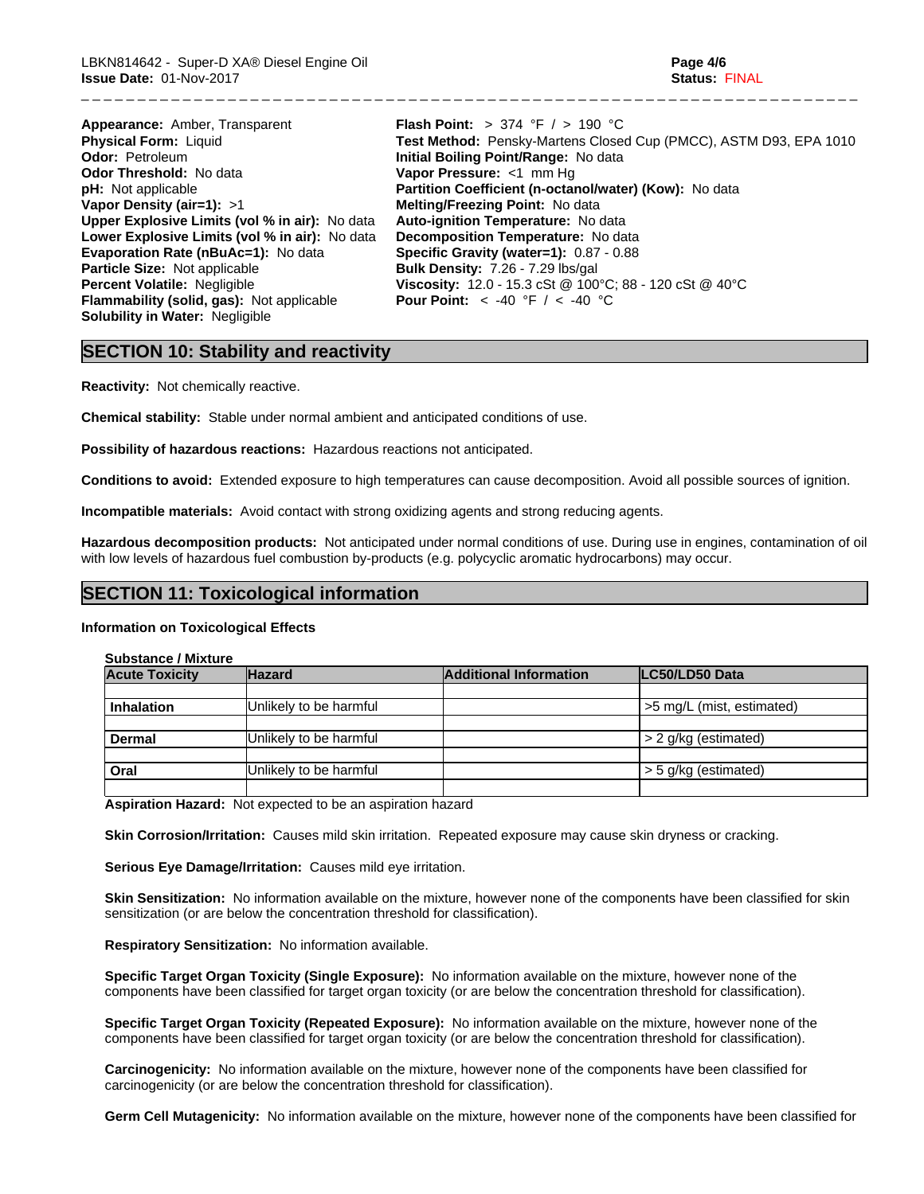**Appearance:** Amber, Transparent
**Physical Form:** Liquid
**Odor:** Petroleum
**Odor Threshold:** No data
**pH:** Not applicable
**Vapor Density (air=1):** >1
**Upper Explosive Limits (vol % in air):** No data
**Lower Explosive Limits (vol % in air):** No data
**Evaporation Rate (nBuAc=1):** No data
**Particle Size:** Not applicable
**Percent Volatile:** Negligible
**Flammability (solid, gas):** Not applicable
**Solubility in Water:** Negligible

**Flash Point:** > 374 °F / > 190 °C
**Test Method:** Pensky-Martens Closed Cup (PMCC), ASTM D93, EPA 1010
**Initial Boiling Point/Range:** No data
**Vapor Pressure:** <1 mm Hg
**Partition Coefficient (n-octanol/water) (Kow):** No data
**Melting/Freezing Point:** No data
**Auto-ignition Temperature:** No data
**Decomposition Temperature:** No data
**Specific Gravity (water=1):** 0.87 - 0.88
**Bulk Density:** 7.26 - 7.29 lbs/gal
**Viscosity:** 12.0 - 15.3 cSt @ 100°C; 88 - 120 cSt @ 40°C
**Pour Point:** < -40 °F / < -40 °C

## SECTION 10: Stability and reactivity

**Reactivity:** Not chemically reactive.

**Chemical stability:** Stable under normal ambient and anticipated conditions of use.

**Possibility of hazardous reactions:** Hazardous reactions not anticipated.

**Conditions to avoid:** Extended exposure to high temperatures can cause decomposition. Avoid all possible sources of ignition.

**Incompatible materials:** Avoid contact with strong oxidizing agents and strong reducing agents.

**Hazardous decomposition products:** Not anticipated under normal conditions of use. During use in engines, contamination of oil with low levels of hazardous fuel combustion by-products (e.g. polycyclic aromatic hydrocarbons) may occur.

## SECTION 11: Toxicological information

**Information on Toxicological Effects**

**Substance / Mixture**

| Acute Toxicity | Hazard | Additional Information | LC50/LD50 Data |
|---|---|---|---|
| Inhalation | Unlikely to be harmful | | >5 mg/L (mist, estimated) |
| Dermal | Unlikely to be harmful | | > 2 g/kg (estimated) |
| Oral | Unlikely to be harmful | | > 5 g/kg (estimated) |

**Aspiration Hazard:** Not expected to be an aspiration hazard

**Skin Corrosion/Irritation:** Causes mild skin irritation. Repeated exposure may cause skin dryness or cracking.

**Serious Eye Damage/Irritation:** Causes mild eye irritation.

**Skin Sensitization:** No information available on the mixture, however none of the components have been classified for skin sensitization (or are below the concentration threshold for classification).

**Respiratory Sensitization:** No information available.

**Specific Target Organ Toxicity (Single Exposure):** No information available on the mixture, however none of the components have been classified for target organ toxicity (or are below the concentration threshold for classification).

**Specific Target Organ Toxicity (Repeated Exposure):** No information available on the mixture, however none of the components have been classified for target organ toxicity (or are below the concentration threshold for classification).

**Carcinogenicity:** No information available on the mixture, however none of the components have been classified for carcinogenicity (or are below the concentration threshold for classification).

**Germ Cell Mutagenicity:** No information available on the mixture, however none of the components have been classified for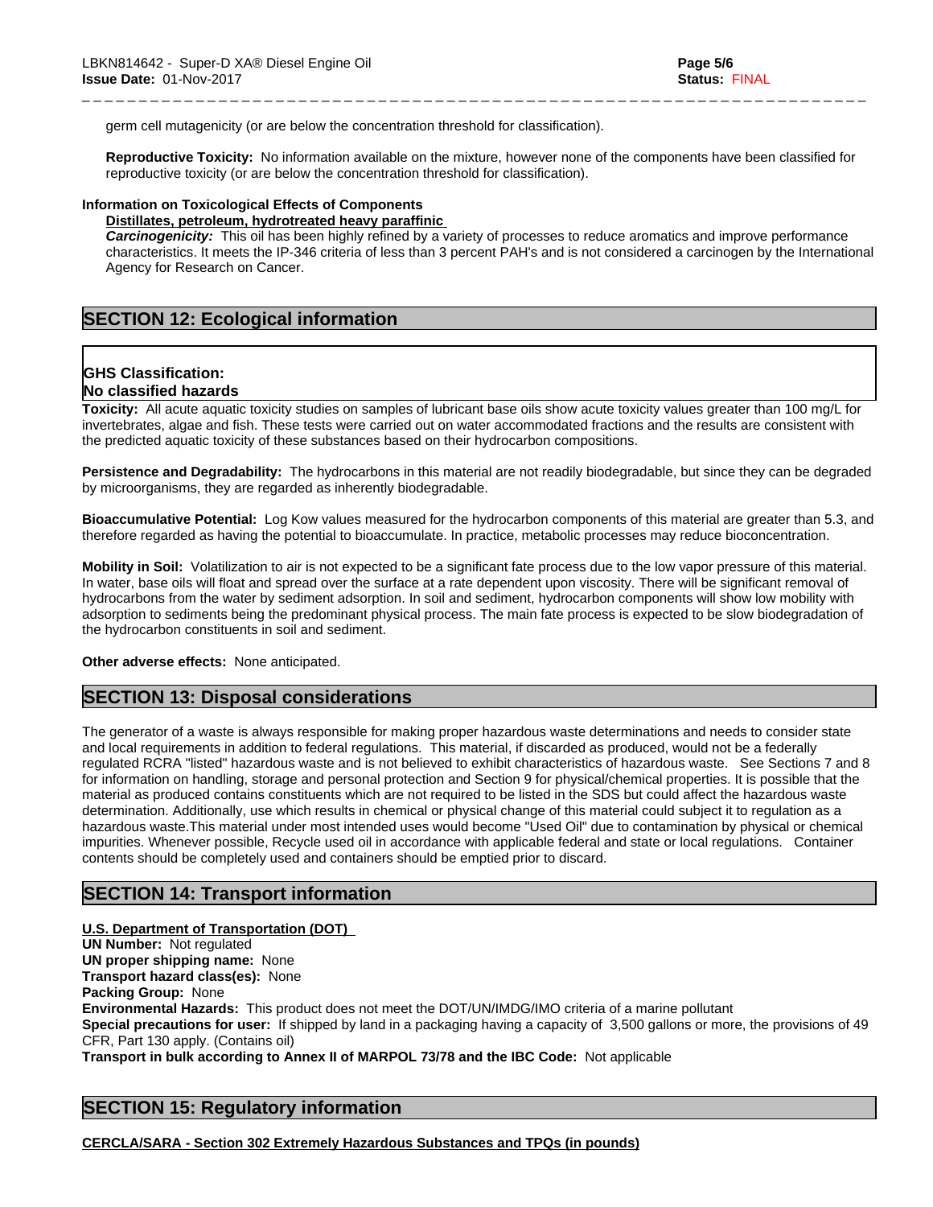germ cell mutagenicity (or are below the concentration threshold for classification).

**Reproductive Toxicity:** No information available on the mixture, however none of the components have been classified for reproductive toxicity (or are below the concentration threshold for classification).

**Information on Toxicological Effects of Components**

**Distillates, petroleum, hydrotreated heavy paraffinic**

***Carcinogenicity:*** This oil has been highly refined by a variety of processes to reduce aromatics and improve performance characteristics. It meets the IP-346 criteria of less than 3 percent PAH's and is not considered a carcinogen by the International Agency for Research on Cancer.

## SECTION 12: Ecological information

**GHS Classification:**
**No classified hazards**

**Toxicity:** All acute aquatic toxicity studies on samples of lubricant base oils show acute toxicity values greater than 100 mg/L for invertebrates, algae and fish. These tests were carried out on water accommodated fractions and the results are consistent with the predicted aquatic toxicity of these substances based on their hydrocarbon compositions.

**Persistence and Degradability:** The hydrocarbons in this material are not readily biodegradable, but since they can be degraded by microorganisms, they are regarded as inherently biodegradable.

**Bioaccumulative Potential:** Log Kow values measured for the hydrocarbon components of this material are greater than 5.3, and therefore regarded as having the potential to bioaccumulate. In practice, metabolic processes may reduce bioconcentration.

**Mobility in Soil:** Volatilization to air is not expected to be a significant fate process due to the low vapor pressure of this material. In water, base oils will float and spread over the surface at a rate dependent upon viscosity. There will be significant removal of hydrocarbons from the water by sediment adsorption. In soil and sediment, hydrocarbon components will show low mobility with adsorption to sediments being the predominant physical process. The main fate process is expected to be slow biodegradation of the hydrocarbon constituents in soil and sediment.

**Other adverse effects:** None anticipated.

## SECTION 13: Disposal considerations

The generator of a waste is always responsible for making proper hazardous waste determinations and needs to consider state and local requirements in addition to federal regulations. This material, if discarded as produced, would not be a federally regulated RCRA "listed" hazardous waste and is not believed to exhibit characteristics of hazardous waste. See Sections 7 and 8 for information on handling, storage and personal protection and Section 9 for physical/chemical properties. It is possible that the material as produced contains constituents which are not required to be listed in the SDS but could affect the hazardous waste determination. Additionally, use which results in chemical or physical change of this material could subject it to regulation as a hazardous waste.This material under most intended uses would become "Used Oil" due to contamination by physical or chemical impurities. Whenever possible, Recycle used oil in accordance with applicable federal and state or local regulations. Container contents should be completely used and containers should be emptied prior to discard.

## SECTION 14: Transport information

**U.S. Department of Transportation (DOT)**

**UN Number:** Not regulated
**UN proper shipping name:** None
**Transport hazard class(es):** None
**Packing Group:** None
**Environmental Hazards:** This product does not meet the DOT/UN/IMDG/IMO criteria of a marine pollutant
**Special precautions for user:** If shipped by land in a packaging having a capacity of 3,500 gallons or more, the provisions of 49 CFR, Part 130 apply. (Contains oil)
**Transport in bulk according to Annex II of MARPOL 73/78 and the IBC Code:** Not applicable

## SECTION 15: Regulatory information

**CERCLA/SARA - Section 302 Extremely Hazardous Substances and TPQs (in pounds)**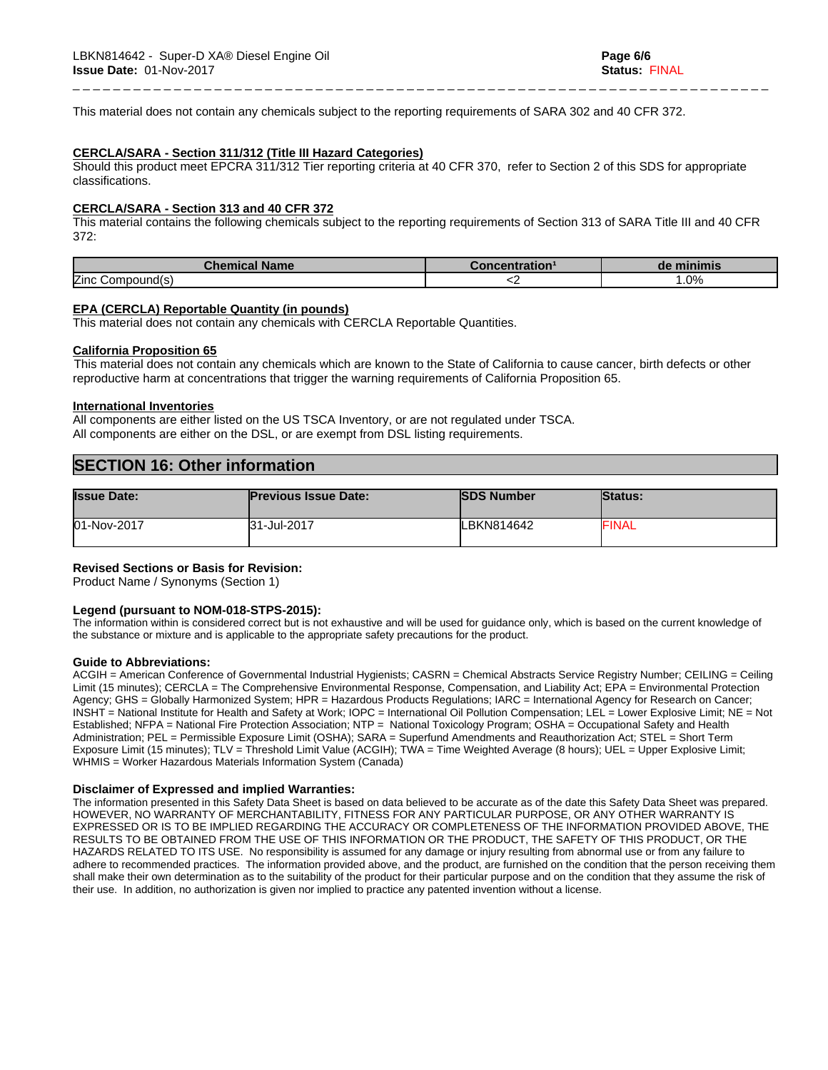This material does not contain any chemicals subject to the reporting requirements of SARA 302 and 40 CFR 372.

**CERCLA/SARA - Section 311/312 (Title III Hazard Categories)**

Should this product meet EPCRA 311/312 Tier reporting criteria at 40 CFR 370, refer to Section 2 of this SDS for appropriate classifications.

**CERCLA/SARA - Section 313 and 40 CFR 372**

This material contains the following chemicals subject to the reporting requirements of Section 313 of SARA Title III and 40 CFR 372:

| Chemical Name | Concentration[1] | de minimis |
|---|---|---|
| Zinc Compound(s) | <2 | 1.0% |

**EPA (CERCLA) Reportable Quantity (in pounds)**

This material does not contain any chemicals with CERCLA Reportable Quantities.

**California Proposition 65**

This material does not contain any chemicals which are known to the State of California to cause cancer, birth defects or other reproductive harm at concentrations that trigger the warning requirements of California Proposition 65.

**International Inventories**

All components are either listed on the US TSCA Inventory, or are not regulated under TSCA.
All components are either on the DSL, or are exempt from DSL listing requirements.

## SECTION 16: Other information

| Issue Date: | Previous Issue Date: | SDS Number | Status: |
|---|---|---|---|
| 01-Nov-2017 | 31-Jul-2017 | LBKN814642 | FINAL |

**Revised Sections or Basis for Revision:**

Product Name / Synonyms (Section 1)

**Legend (pursuant to NOM-018-STPS-2015):**

The information within is considered correct but is not exhaustive and will be used for guidance only, which is based on the current knowledge of the substance or mixture and is applicable to the appropriate safety precautions for the product.

**Guide to Abbreviations:**

ACGIH = American Conference of Governmental Industrial Hygienists; CASRN = Chemical Abstracts Service Registry Number; CEILING = Ceiling Limit (15 minutes); CERCLA = The Comprehensive Environmental Response, Compensation, and Liability Act; EPA = Environmental Protection Agency; GHS = Globally Harmonized System; HPR = Hazardous Products Regulations; IARC = International Agency for Research on Cancer; INSHT = National Institute for Health and Safety at Work; IOPC = International Oil Pollution Compensation; LEL = Lower Explosive Limit; NE = Not Established; NFPA = National Fire Protection Association; NTP = National Toxicology Program; OSHA = Occupational Safety and Health Administration; PEL = Permissible Exposure Limit (OSHA); SARA = Superfund Amendments and Reauthorization Act; STEL = Short Term Exposure Limit (15 minutes); TLV = Threshold Limit Value (ACGIH); TWA = Time Weighted Average (8 hours); UEL = Upper Explosive Limit; WHMIS = Worker Hazardous Materials Information System (Canada)

**Disclaimer of Expressed and implied Warranties:**

The information presented in this Safety Data Sheet is based on data believed to be accurate as of the date this Safety Data Sheet was prepared. HOWEVER, NO WARRANTY OF MERCHANTABILITY, FITNESS FOR ANY PARTICULAR PURPOSE, OR ANY OTHER WARRANTY IS EXPRESSED OR IS TO BE IMPLIED REGARDING THE ACCURACY OR COMPLETENESS OF THE INFORMATION PROVIDED ABOVE, THE RESULTS TO BE OBTAINED FROM THE USE OF THIS INFORMATION OR THE PRODUCT, THE SAFETY OF THIS PRODUCT, OR THE HAZARDS RELATED TO ITS USE. No responsibility is assumed for any damage or injury resulting from abnormal use or from any failure to adhere to recommended practices. The information provided above, and the product, are furnished on the condition that the person receiving them shall make their own determination as to the suitability of the product for their particular purpose and on the condition that they assume the risk of their use. In addition, no authorization is given nor implied to practice any patented invention without a license.